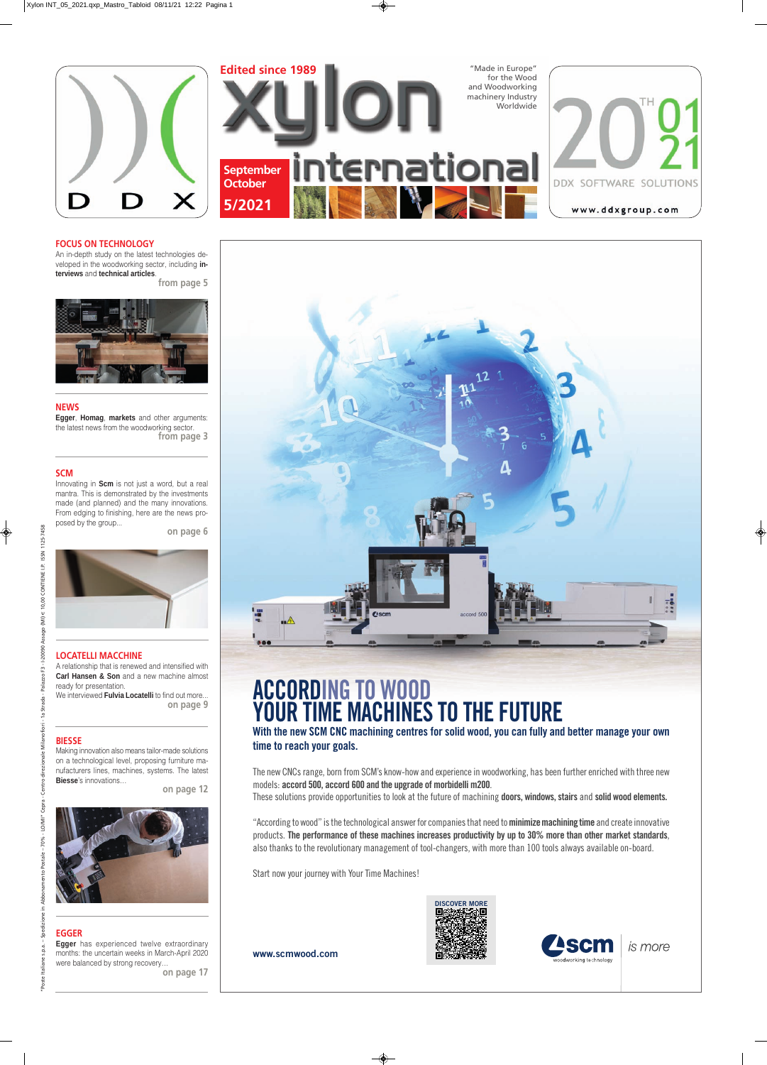Edited since 1989

# xylon international

"Made in Europe" for the Wood and Woodworking machinery Industry Worldwide

September October 5/2021

DDX — 20TH 01 21 DDX SOFTWARE SOLUTIONS www.ddxgroup.com

## FOCUS ON TECHNOLOGY

An in-depth study on the latest technologies developed in the woodworking sector, including **interviews** and **technical articles**.

from page 5

## NEWS

**Egger**, **Homag**, **markets** and other arguments: the latest news from the woodworking sector.

from page 3

## SCM

Innovating in **Scm** is not just a word, but a real mantra. This is demonstrated by the investments made (and planned) and the many innovations. From edging to finishing, here are the news proposed by the group...

on page 6

## LOCATELLI MACCHINE

A relationship that is renewed and intensified with **Carl Hansen & Son** and a new machine almost ready for presentation.
We interviewed **Fulvia Locatelli** to find out more...

on page 9

## BIESSE

Making innovation also means tailor-made solutions on a technological level, proposing furniture manufacturers lines, machines, systems. The latest **Biesse**'s innovations...

on page 12

## EGGER

**Egger** has experienced twelve extraordinary months: the uncertain weeks in March-April 2020 were balanced by strong recovery...

on page 17

# ACCORDING TO WOOD YOUR TIME MACHINES TO THE FUTURE

**With the new SCM CNC machining centres for solid wood, you can fully and better manage your own time to reach your goals.**

The new CNCs range, born from SCM's know-how and experience in woodworking, has been further enriched with three new models: **accord 500, accord 600 and the upgrade of morbidelli m200**.
These solutions provide opportunities to look at the future of machining **doors, windows, stairs** and **solid wood elements.**

"According to wood" is the technological answer for companies that need to **minimize machining time** and create innovative products. **The performance of these machines increases productivity by up to 30% more than other market standards**, also thanks to the revolutionary management of tool-changers, with more than 100 tools always available on-board.

Start now your journey with Your Time Machines!

www.scmwood.com

DISCOVER MORE

scm woodworking technology — is more

"Poste Italiane s.p.a. – Spedizione in Abbonamento Postale – 70% - LO/MI" Cepra - Centro direzionale Milanofiori - 1a Strada - Palazzo F3 - I-20090 Assago (MI) € 10,00 CONTIENE I.P. ISSN 1125-7458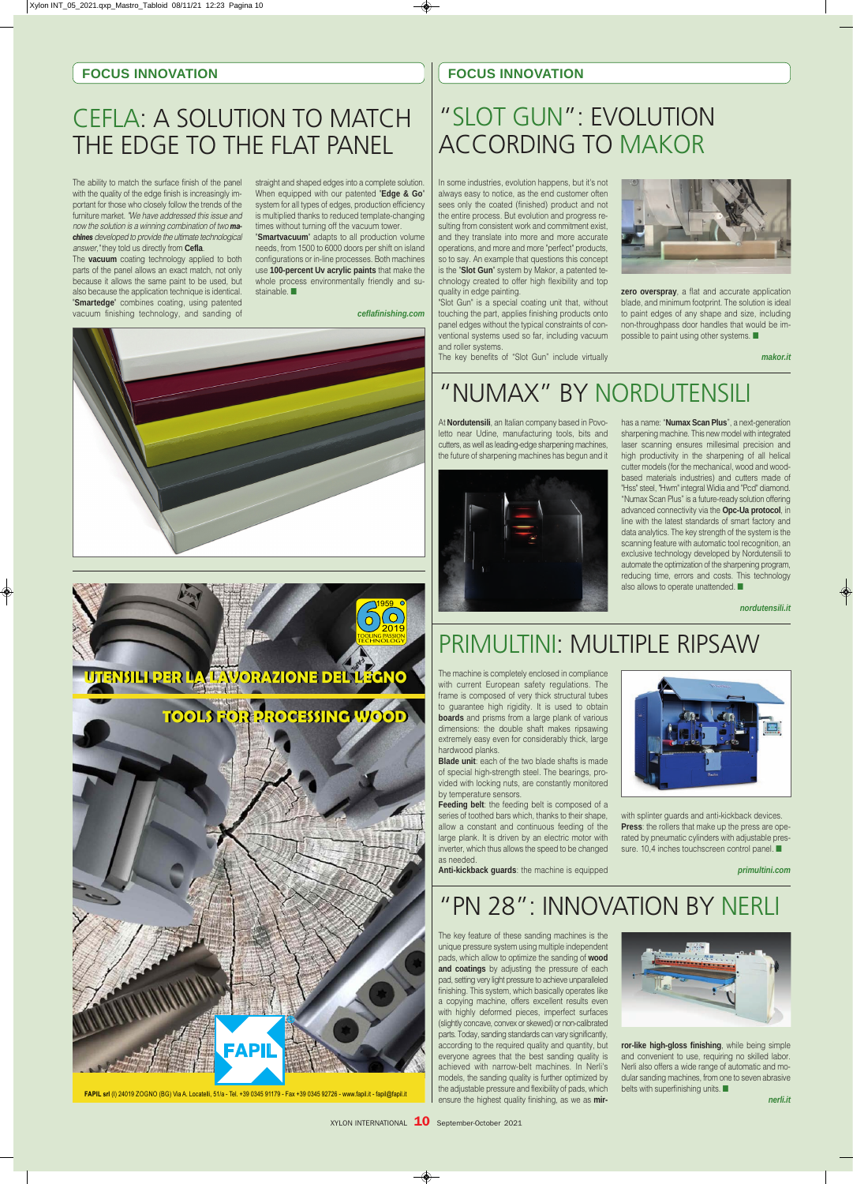FOCUS INNOVATION

# CEFLA: A SOLUTION TO MATCH THE EDGE TO THE FLAT PANEL

The ability to match the surface finish of the panel with the quality of the edge finish is increasingly important for those who closely follow the trends of the furniture market. *"We have addressed this issue and now the solution is a winning combination of two **machines** developed to provide the ultimate technological answer,"* they told us directly from **Cefla**.

The **vacuum** coating technology applied to both parts of the panel allows an exact match, not only because it allows the same paint to be used, but also because the application technique is identical.

"**Smartedge**" combines coating, using patented vacuum finishing technology, and sanding of straight and shaped edges into a complete solution. When equipped with our patented "**Edge & Go**" system for all types of edges, production efficiency is multiplied thanks to reduced template-changing times without turning off the vacuum tower.

"**Smartvacuum**" adapts to all production volume needs, from 1500 to 6000 doors per shift on island configurations or in-line processes. Both machines use **100-percent Uv acrylic paints** that make the whole process environmentally friendly and sustainable. ■

*ceflafinishing.com*

FOCUS INNOVATION

# "SLOT GUN": EVOLUTION ACCORDING TO MAKOR

In some industries, evolution happens, but it's not always easy to notice, as the end customer often sees only the coated (finished) product and not the entire process. But evolution and progress resulting from consistent work and commitment exist, and they translate into more and more accurate operations, and more and more "perfect" products, so to say. An example that questions this concept is the "**Slot Gun**" system by Makor, a patented technology created to offer high flexibility and top quality in edge painting.

"Slot Gun" is a special coating unit that, without touching the part, applies finishing products onto panel edges without the typical constraints of conventional systems used so far, including vacuum and roller systems.

The key benefits of "Slot Gun" include virtually **zero overspray**, a flat and accurate application blade, and minimum footprint. The solution is ideal to paint edges of any shape and size, including non-throughpass door handles that would be impossible to paint using other systems. ■

*makor.it*

# "NUMAX" BY NORDUTENSILI

At **Nordutensili**, an Italian company based in Povoletto near Udine, manufacturing tools, bits and cutters, as well as leading-edge sharpening machines, the future of sharpening machines has begun and it has a name: "**Numax Scan Plus**", a next-generation sharpening machine. This new model with integrated laser scanning ensures millesimal precision and high productivity in the sharpening of all helical cutter models (for the mechanical, wood and wood-based materials industries) and cutters made of "Hss" steel, "Hwm" integral Widia and "Pcd" diamond.

"Numax Scan Plus" is a future-ready solution offering advanced connectivity via the **Opc-Ua protocol**, in line with the latest standards of smart factory and data analytics. The key strength of the system is the scanning feature with automatic tool recognition, an exclusive technology developed by Nordutensili to automate the optimization of the sharpening program, reducing time, errors and costs. This technology also allows to operate unattended. ■

*nordutensili.it*

# PRIMULTINI: MULTIPLE RIPSAW

The machine is completely enclosed in compliance with current European safety regulations. The frame is composed of very thick structural tubes to guarantee high rigidity. It is used to obtain **boards** and prisms from a large plank of various dimensions: the double shaft makes ripsawing extremely easy even for considerably thick, large hardwood planks.

**Blade unit**: each of the two blade shafts is made of special high-strength steel. The bearings, provided with locking nuts, are constantly monitored by temperature sensors.

**Feeding belt**: the feeding belt is composed of a series of toothed bars which, thanks to their shape, allow a constant and continuous feeding of the large plank. It is driven by an electric motor with inverter, which thus allows the speed to be changed as needed.

**Anti-kickback guards**: the machine is equipped with splinter guards and anti-kickback devices.

**Press**: the rollers that make up the press are operated by pneumatic cylinders with adjustable pressure. 10,4 inches touchscreen control panel. ■

*primultini.com*

# "PN 28": INNOVATION BY NERLI

The key feature of these sanding machines is the unique pressure system using multiple independent pads, which allow to optimize the sanding of **wood and coatings** by adjusting the pressure of each pad, setting very light pressure to achieve unparalleled finishing. This system, which basically operates like a copying machine, offers excellent results even with highly deformed pieces, imperfect surfaces (slightly concave, convex or skewed) or non-calibrated parts. Today, sanding standards can vary significantly, according to the required quality and quantity, but everyone agrees that the best sanding quality is achieved with narrow-belt machines. In Nerli's models, the sanding quality is further optimized by the adjustable pressure and flexibility of pads, which ensure the highest quality finishing, as we as **mirror-like high-gloss finishing**, while being simple and convenient to use, requiring no skilled labor. Nerli also offers a wide range of automatic and modular sanding machines, from one to seven abrasive belts with superfinishing units. ■

*nerli.it*

1959 60 2019 TOOLING PASSION TECHNOLOGY

UTENSILI PER LA LAVORAZIONE DEL LEGNO

TOOLS FOR PROCESSING WOOD

FAPIL

FAPIL srl (I) 24019 ZOGNO (BG) Via A. Locatelli, 51/a - Tel. +39 0345 91179 - Fax +39 0345 92726 - www.fapil.it - fapil@fapil.it